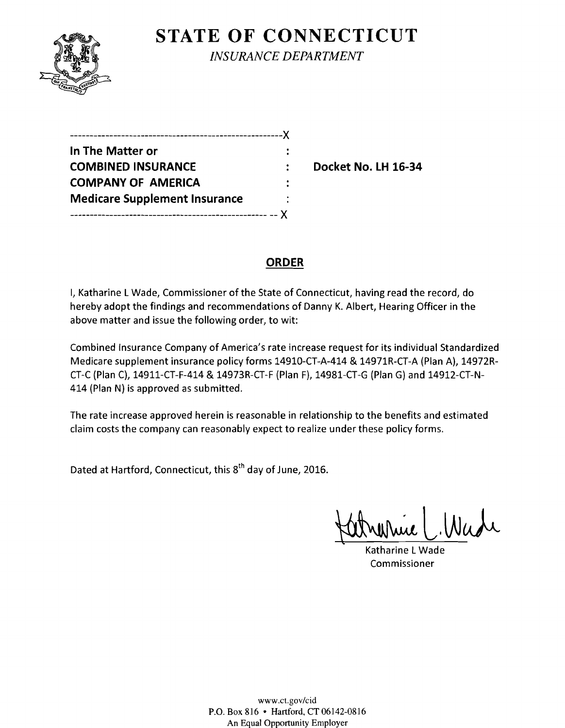# STATE OF CONNECTICUT

*INSURANCE DEPARTMENT*

```
------------------------------------------------------X
In The Matter or                              :
COMBINED INSURANCE                            :     Docket No. LH 16-34
COMPANY OF AMERICA                            :
Medicare Supplement Insurance                 :
--------------------------------------------------- -- X
```

## ORDER

I, Katharine L Wade, Commissioner of the State of Connecticut, having read the record, do hereby adopt the findings and recommendations of Danny K. Albert, Hearing Officer in the above matter and issue the following order, to wit:

Combined Insurance Company of America's rate increase request for its individual Standardized Medicare supplement insurance policy forms 14910-CT-A-414 & 14971R-CT-A (Plan A), 14972R-CT-C (Plan C), 14911-CT-F-414 & 14973R-CT-F (Plan F), 14981-CT-G (Plan G) and 14912-CT-N-414 (Plan N) is approved as submitted.

The rate increase approved herein is reasonable in relationship to the benefits and estimated claim costs the company can reasonably expect to realize under these policy forms.

Dated at Hartford, Connecticut, this 8th day of June, 2016.

Katharine L Wade
Commissioner

www.ct.gov/cid
P.O. Box 816 • Hartford, CT 06142-0816
An Equal Opportunity Employer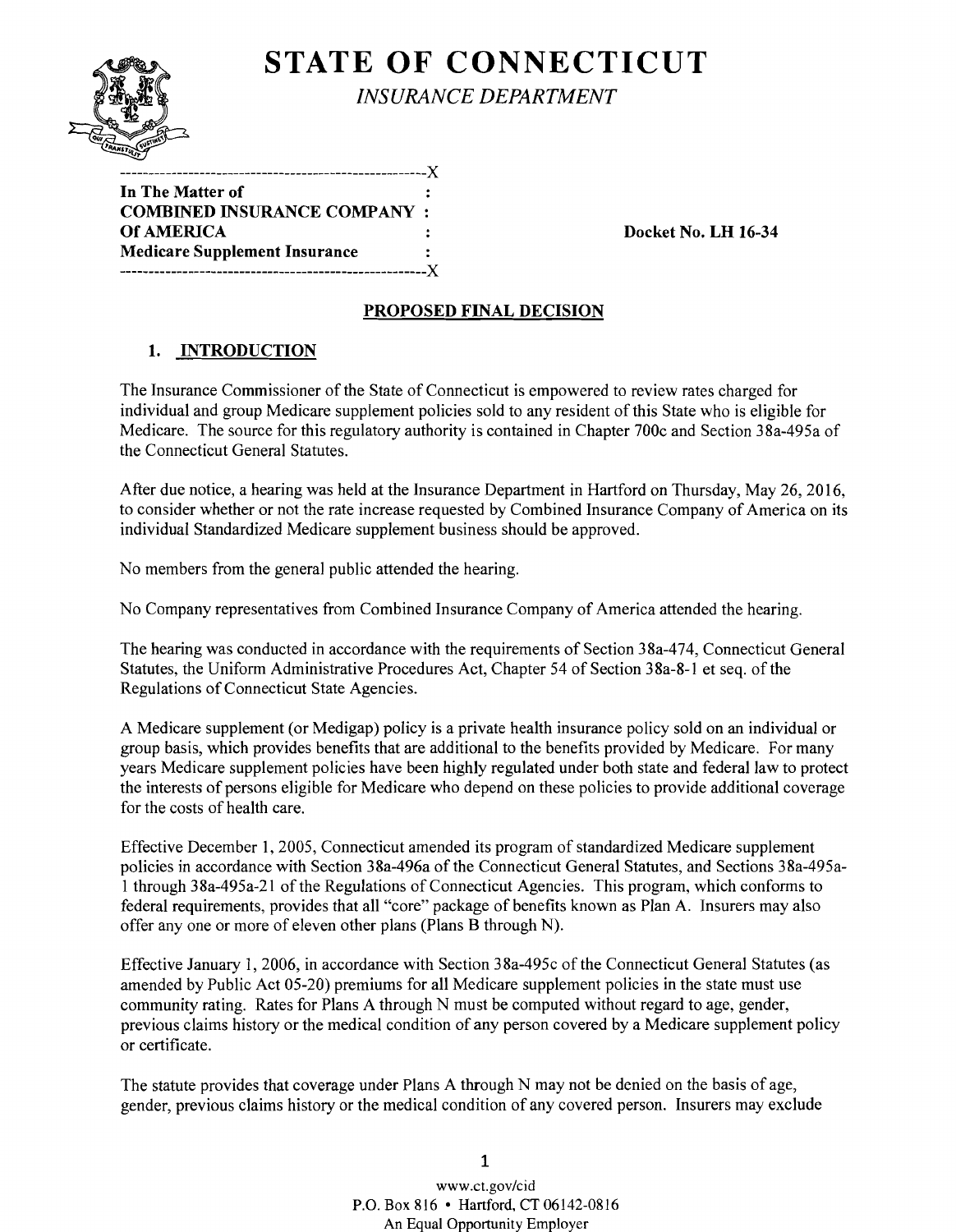# STATE OF CONNECTICUT

*INSURANCE DEPARTMENT*

```
------------------------------------------------------X
In The Matter of                              :
COMBINED INSURANCE COMPANY :
Of AMERICA                                    :
Medicare Supplement Insurance                 :
------------------------------------------------------X
```

**Docket No. LH 16-34**

## PROPOSED FINAL DECISION

### 1. INTRODUCTION

The Insurance Commissioner of the State of Connecticut is empowered to review rates charged for individual and group Medicare supplement policies sold to any resident of this State who is eligible for Medicare. The source for this regulatory authority is contained in Chapter 700c and Section 38a-495a of the Connecticut General Statutes.

After due notice, a hearing was held at the Insurance Department in Hartford on Thursday, May 26, 2016, to consider whether or not the rate increase requested by Combined Insurance Company of America on its individual Standardized Medicare supplement business should be approved.

No members from the general public attended the hearing.

No Company representatives from Combined Insurance Company of America attended the hearing.

The hearing was conducted in accordance with the requirements of Section 38a-474, Connecticut General Statutes, the Uniform Administrative Procedures Act, Chapter 54 of Section 38a-8-1 et seq. of the Regulations of Connecticut State Agencies.

A Medicare supplement (or Medigap) policy is a private health insurance policy sold on an individual or group basis, which provides benefits that are additional to the benefits provided by Medicare. For many years Medicare supplement policies have been highly regulated under both state and federal law to protect the interests of persons eligible for Medicare who depend on these policies to provide additional coverage for the costs of health care.

Effective December 1, 2005, Connecticut amended its program of standardized Medicare supplement policies in accordance with Section 38a-496a of the Connecticut General Statutes, and Sections 38a-495a-1 through 38a-495a-21 of the Regulations of Connecticut Agencies. This program, which conforms to federal requirements, provides that all "core" package of benefits known as Plan A. Insurers may also offer any one or more of eleven other plans (Plans B through N).

Effective January 1, 2006, in accordance with Section 38a-495c of the Connecticut General Statutes (as amended by Public Act 05-20) premiums for all Medicare supplement policies in the state must use community rating. Rates for Plans A through N must be computed without regard to age, gender, previous claims history or the medical condition of any person covered by a Medicare supplement policy or certificate.

The statute provides that coverage under Plans A through N may not be denied on the basis of age, gender, previous claims history or the medical condition of any covered person. Insurers may exclude

www.ct.gov/cid
P.O. Box 816 • Hartford, CT 06142-0816
An Equal Opportunity Employer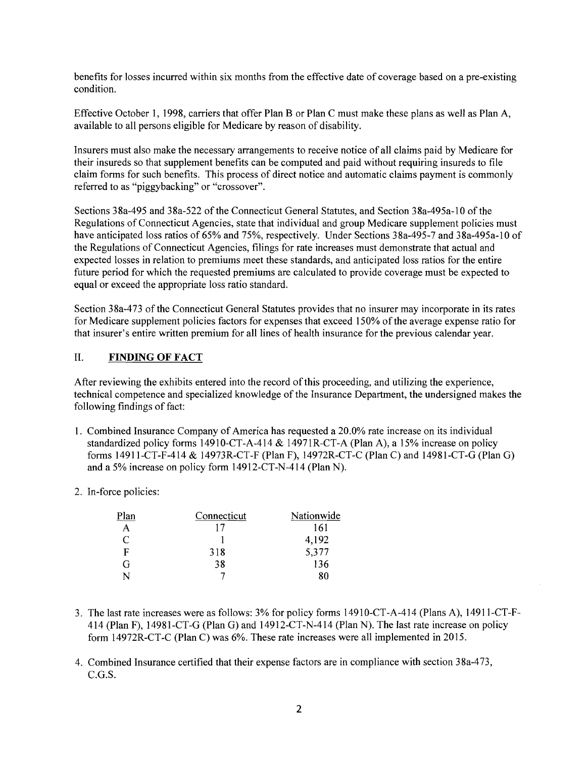benefits for losses incurred within six months from the effective date of coverage based on a pre-existing condition.

Effective October 1, 1998, carriers that offer Plan B or Plan C must make these plans as well as Plan A, available to all persons eligible for Medicare by reason of disability.

Insurers must also make the necessary arrangements to receive notice of all claims paid by Medicare for their insureds so that supplement benefits can be computed and paid without requiring insureds to file claim forms for such benefits. This process of direct notice and automatic claims payment is commonly referred to as "piggybacking" or "crossover".

Sections 38a-495 and 38a-522 of the Connecticut General Statutes, and Section 38a-495a-10 of the Regulations of Connecticut Agencies, state that individual and group Medicare supplement policies must have anticipated loss ratios of 65% and 75%, respectively. Under Sections 38a-495-7 and 38a-495a-10 of the Regulations of Connecticut Agencies, filings for rate increases must demonstrate that actual and expected losses in relation to premiums meet these standards, and anticipated loss ratios for the entire future period for which the requested premiums are calculated to provide coverage must be expected to equal or exceed the appropriate loss ratio standard.

Section 38a-473 of the Connecticut General Statutes provides that no insurer may incorporate in its rates for Medicare supplement policies factors for expenses that exceed 150% of the average expense ratio for that insurer's entire written premium for all lines of health insurance for the previous calendar year.

## II. FINDING OF FACT

After reviewing the exhibits entered into the record of this proceeding, and utilizing the experience, technical competence and specialized knowledge of the Insurance Department, the undersigned makes the following findings of fact:

1. Combined Insurance Company of America has requested a 20.0% rate increase on its individual standardized policy forms 14910-CT-A-414 & 14971R-CT-A (Plan A), a 15% increase on policy forms 14911-CT-F-414 & 14973R-CT-F (Plan F), 14972R-CT-C (Plan C) and 14981-CT-G (Plan G) and a 5% increase on policy form 14912-CT-N-414 (Plan N).

2. In-force policies:

| Plan | Connecticut | Nationwide |
|---|---|---|
| A | 17 | 161 |
| C | 1 | 4,192 |
| F | 318 | 5,377 |
| G | 38 | 136 |
| N | 7 | 80 |

3. The last rate increases were as follows: 3% for policy forms 14910-CT-A-414 (Plans A), 14911-CT-F-414 (Plan F), 14981-CT-G (Plan G) and 14912-CT-N-414 (Plan N). The last rate increase on policy form 14972R-CT-C (Plan C) was 6%. These rate increases were all implemented in 2015.

4. Combined Insurance certified that their expense factors are in compliance with section 38a-473, C.G.S.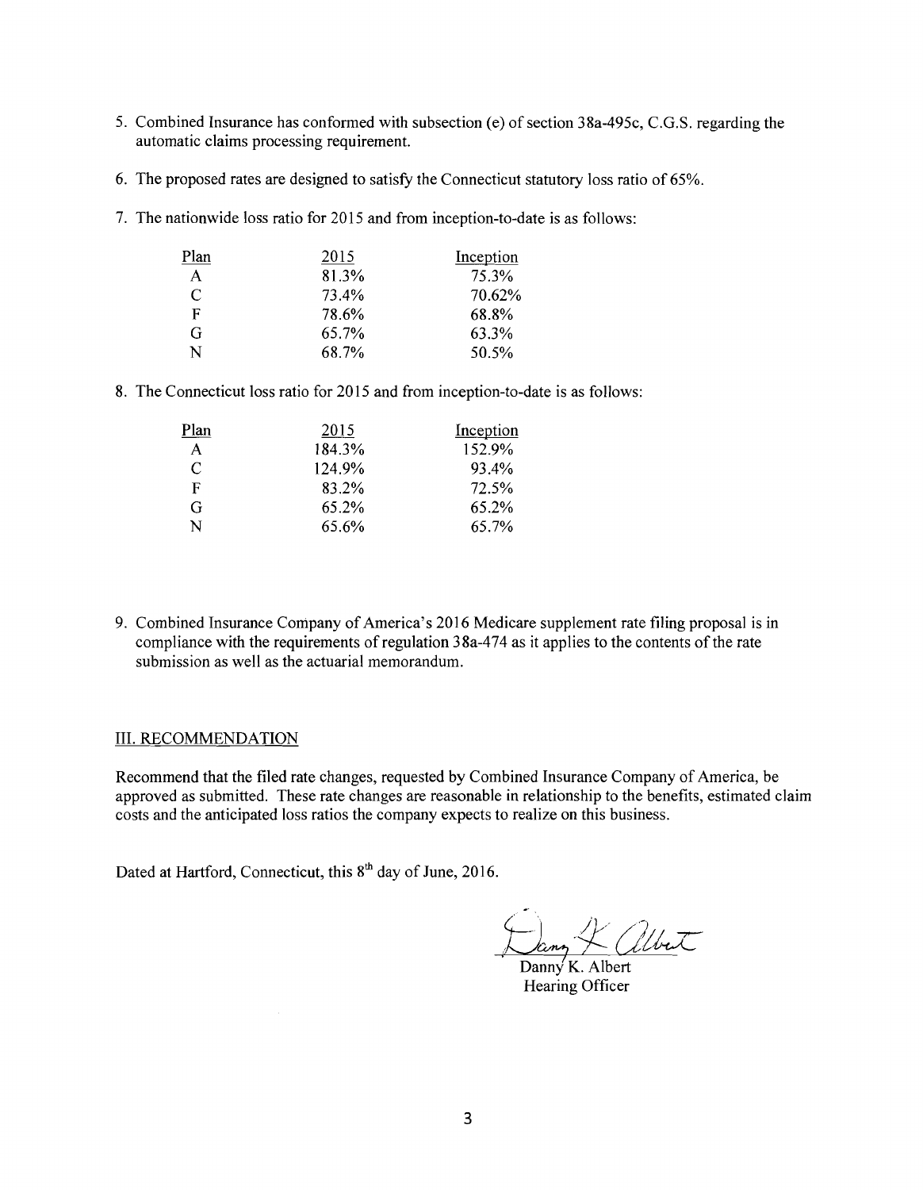5. Combined Insurance has conformed with subsection (e) of section 38a-495c, C.G.S. regarding the automatic claims processing requirement.

6. The proposed rates are designed to satisfy the Connecticut statutory loss ratio of 65%.

7. The nationwide loss ratio for 2015 and from inception-to-date is as follows:

| Plan | 2015 | Inception |
|---|---|---|
| A | 81.3% | 75.3% |
| C | 73.4% | 70.62% |
| F | 78.6% | 68.8% |
| G | 65.7% | 63.3% |
| N | 68.7% | 50.5% |

8. The Connecticut loss ratio for 2015 and from inception-to-date is as follows:

| Plan | 2015 | Inception |
|---|---|---|
| A | 184.3% | 152.9% |
| C | 124.9% | 93.4% |
| F | 83.2% | 72.5% |
| G | 65.2% | 65.2% |
| N | 65.6% | 65.7% |

9. Combined Insurance Company of America's 2016 Medicare supplement rate filing proposal is in compliance with the requirements of regulation 38a-474 as it applies to the contents of the rate submission as well as the actuarial memorandum.

## III. RECOMMENDATION

Recommend that the filed rate changes, requested by Combined Insurance Company of America, be approved as submitted. These rate changes are reasonable in relationship to the benefits, estimated claim costs and the anticipated loss ratios the company expects to realize on this business.

Dated at Hartford, Connecticut, this 8th day of June, 2016.

Danny K. Albert
Hearing Officer